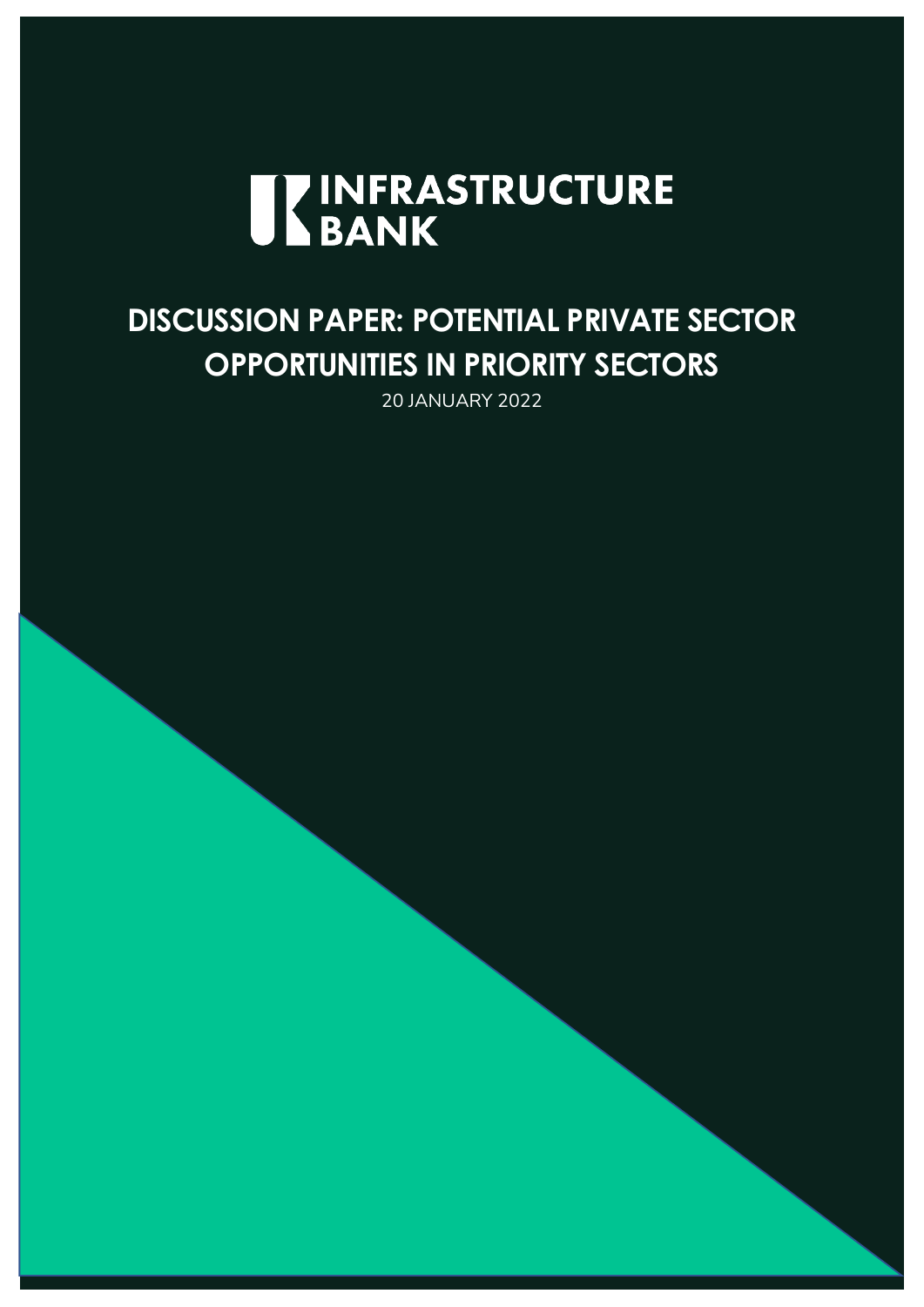UK INFRASTRUCTURE BANK

# DISCUSSION PAPER: POTENTIAL PRIVATE SECTOR OPPORTUNITIES IN PRIORITY SECTORS

20 JANUARY 2022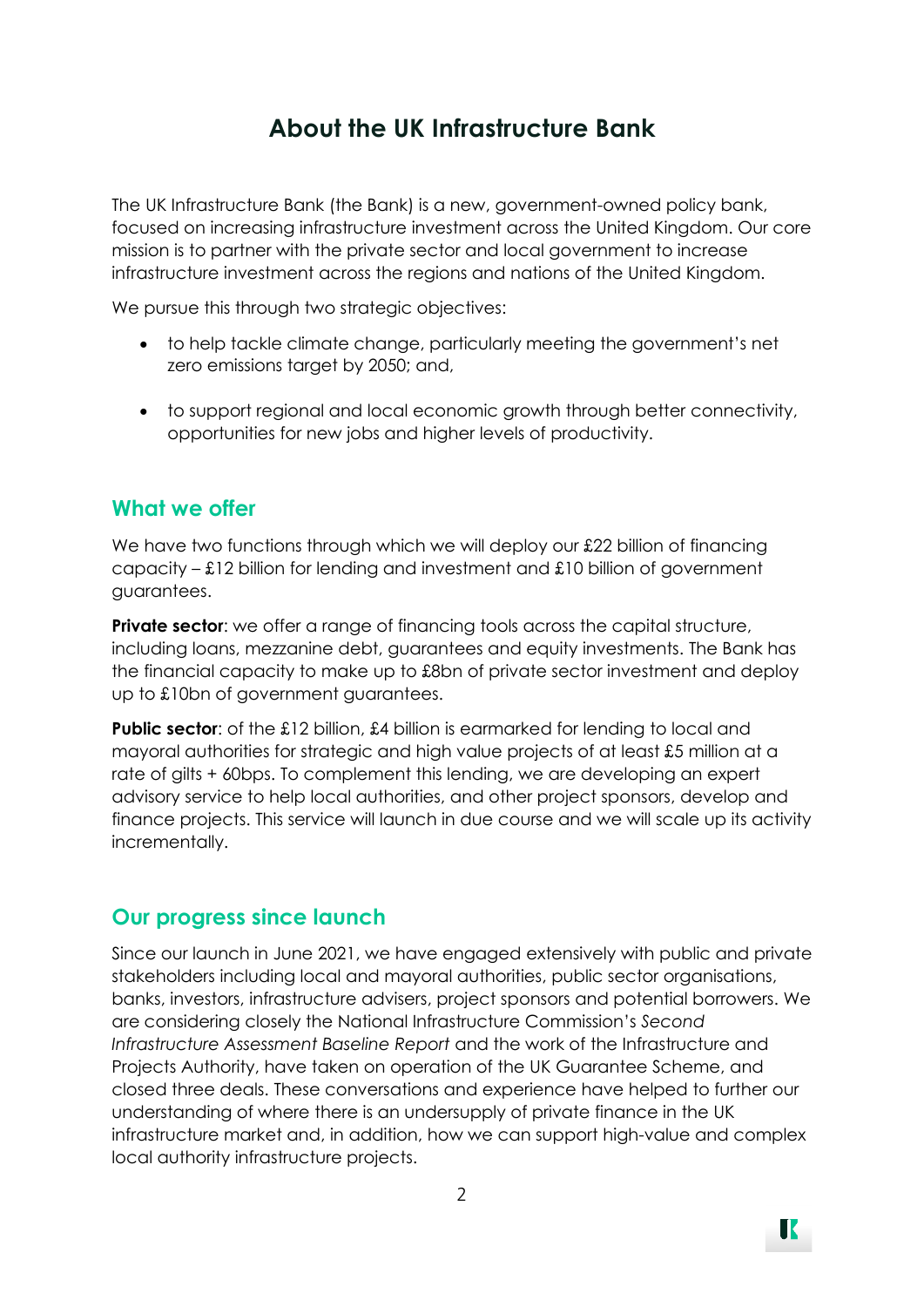# About the UK Infrastructure Bank

The UK Infrastructure Bank (the Bank) is a new, government-owned policy bank, focused on increasing infrastructure investment across the United Kingdom. Our core mission is to partner with the private sector and local government to increase infrastructure investment across the regions and nations of the United Kingdom.

We pursue this through two strategic objectives:

- to help tackle climate change, particularly meeting the government's net zero emissions target by 2050; and,
- to support regional and local economic growth through better connectivity, opportunities for new jobs and higher levels of productivity.

## What we offer

We have two functions through which we will deploy our £22 billion of financing capacity – £12 billion for lending and investment and £10 billion of government guarantees.

**Private sector**: we offer a range of financing tools across the capital structure, including loans, mezzanine debt, guarantees and equity investments. The Bank has the financial capacity to make up to £8bn of private sector investment and deploy up to £10bn of government guarantees.

**Public sector**: of the £12 billion, £4 billion is earmarked for lending to local and mayoral authorities for strategic and high value projects of at least £5 million at a rate of gilts + 60bps. To complement this lending, we are developing an expert advisory service to help local authorities, and other project sponsors, develop and finance projects. This service will launch in due course and we will scale up its activity incrementally.

## Our progress since launch

Since our launch in June 2021, we have engaged extensively with public and private stakeholders including local and mayoral authorities, public sector organisations, banks, investors, infrastructure advisers, project sponsors and potential borrowers. We are considering closely the National Infrastructure Commission's *Second Infrastructure Assessment Baseline Report* and the work of the Infrastructure and Projects Authority, have taken on operation of the UK Guarantee Scheme, and closed three deals. These conversations and experience have helped to further our understanding of where there is an undersupply of private finance in the UK infrastructure market and, in addition, how we can support high-value and complex local authority infrastructure projects.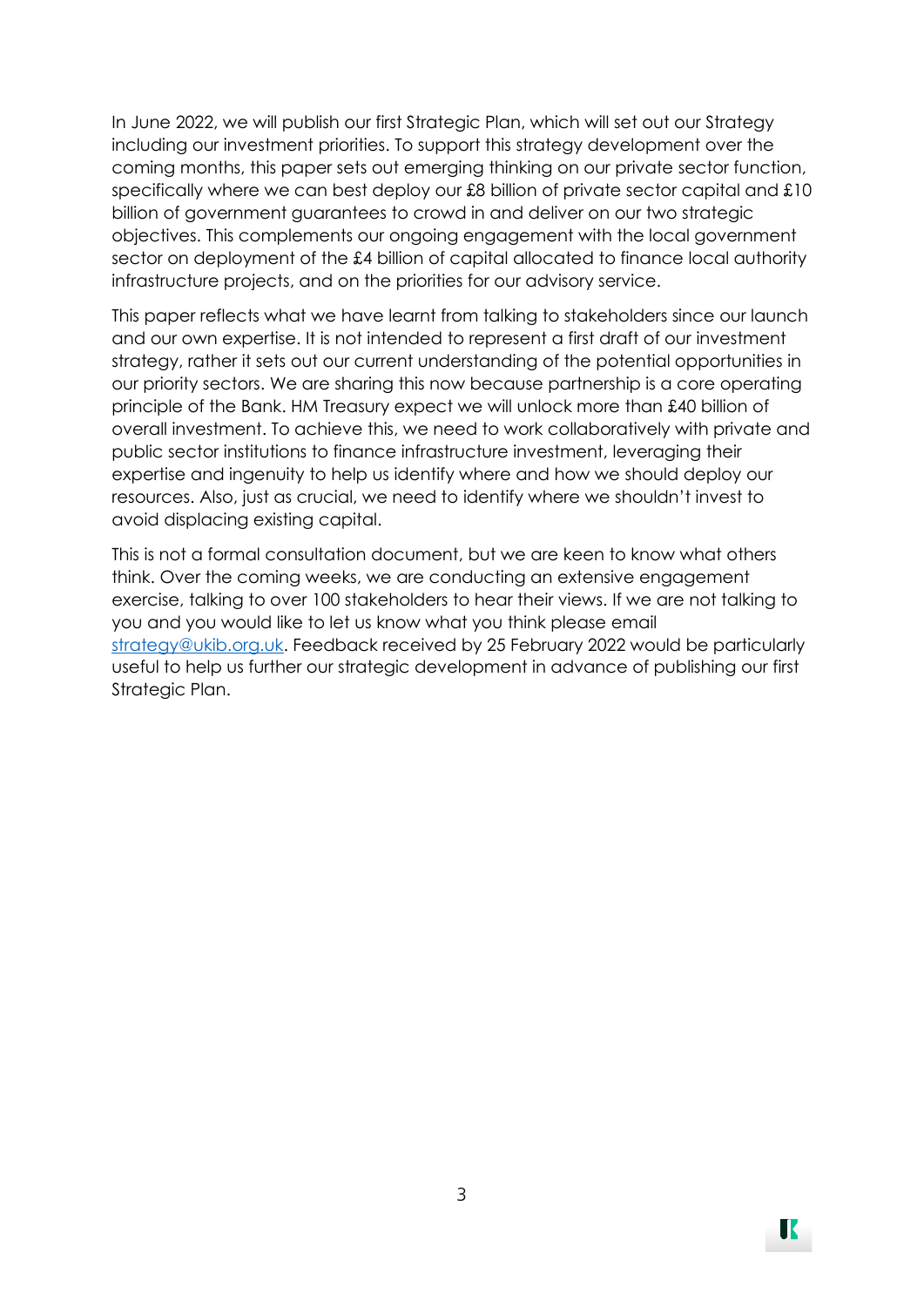In June 2022, we will publish our first Strategic Plan, which will set out our Strategy including our investment priorities. To support this strategy development over the coming months, this paper sets out emerging thinking on our private sector function, specifically where we can best deploy our £8 billion of private sector capital and £10 billion of government guarantees to crowd in and deliver on our two strategic objectives. This complements our ongoing engagement with the local government sector on deployment of the £4 billion of capital allocated to finance local authority infrastructure projects, and on the priorities for our advisory service.

This paper reflects what we have learnt from talking to stakeholders since our launch and our own expertise. It is not intended to represent a first draft of our investment strategy, rather it sets out our current understanding of the potential opportunities in our priority sectors. We are sharing this now because partnership is a core operating principle of the Bank. HM Treasury expect we will unlock more than £40 billion of overall investment. To achieve this, we need to work collaboratively with private and public sector institutions to finance infrastructure investment, leveraging their expertise and ingenuity to help us identify where and how we should deploy our resources. Also, just as crucial, we need to identify where we shouldn't invest to avoid displacing existing capital.

This is not a formal consultation document, but we are keen to know what others think. Over the coming weeks, we are conducting an extensive engagement exercise, talking to over 100 stakeholders to hear their views. If we are not talking to you and you would like to let us know what you think please email [strategy@ukib.org.uk](mailto:strategy@ukib.org.uk). Feedback received by 25 February 2022 would be particularly useful to help us further our strategic development in advance of publishing our first Strategic Plan.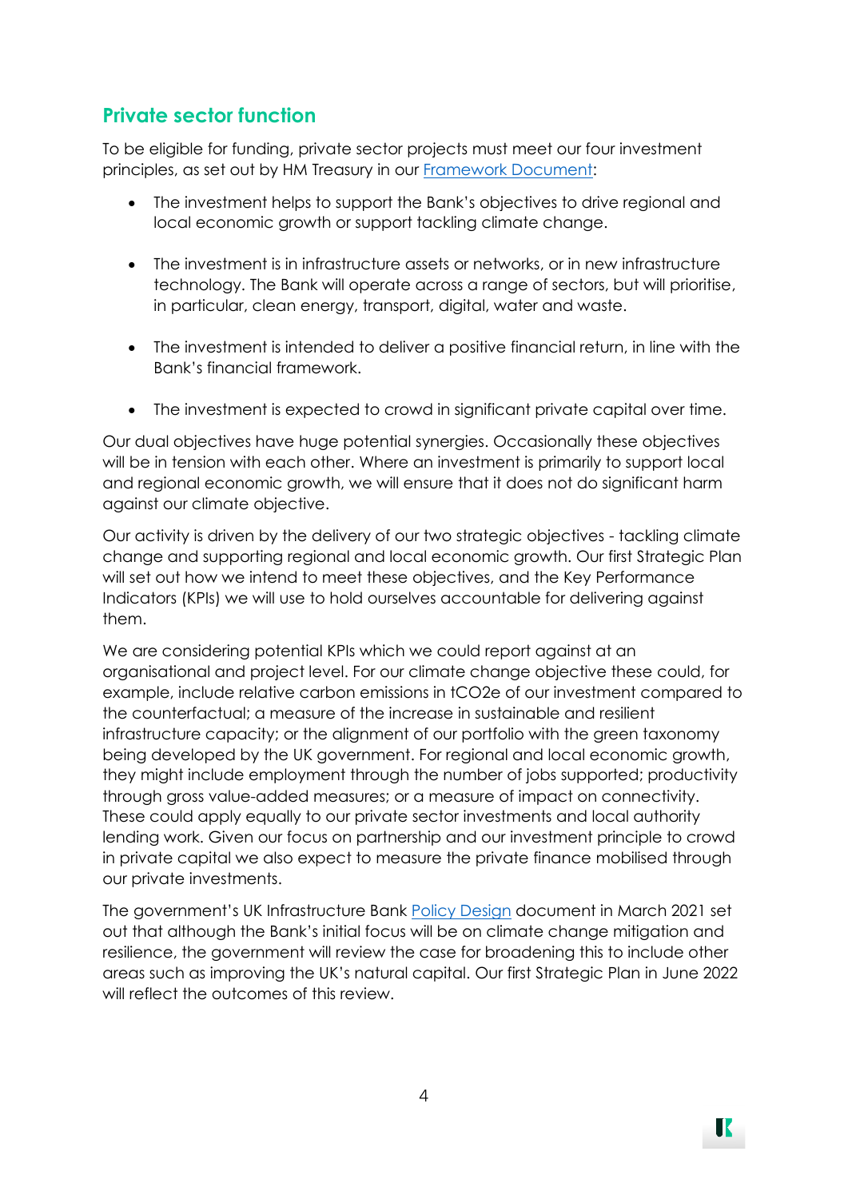## Private sector function

To be eligible for funding, private sector projects must meet our four investment principles, as set out by HM Treasury in our [Framework Document](Framework Document):

- The investment helps to support the Bank's objectives to drive regional and local economic growth or support tackling climate change.
- The investment is in infrastructure assets or networks, or in new infrastructure technology. The Bank will operate across a range of sectors, but will prioritise, in particular, clean energy, transport, digital, water and waste.
- The investment is intended to deliver a positive financial return, in line with the Bank's financial framework.
- The investment is expected to crowd in significant private capital over time.

Our dual objectives have huge potential synergies. Occasionally these objectives will be in tension with each other. Where an investment is primarily to support local and regional economic growth, we will ensure that it does not do significant harm against our climate objective.

Our activity is driven by the delivery of our two strategic objectives - tackling climate change and supporting regional and local economic growth. Our first Strategic Plan will set out how we intend to meet these objectives, and the Key Performance Indicators (KPIs) we will use to hold ourselves accountable for delivering against them.

We are considering potential KPIs which we could report against at an organisational and project level. For our climate change objective these could, for example, include relative carbon emissions in $tCO_2e$ of our investment compared to the counterfactual; a measure of the increase in sustainable and resilient infrastructure capacity; or the alignment of our portfolio with the green taxonomy being developed by the UK government. For regional and local economic growth, they might include employment through the number of jobs supported; productivity through gross value-added measures; or a measure of impact on connectivity. These could apply equally to our private sector investments and local authority lending work. Given our focus on partnership and our investment principle to crowd in private capital we also expect to measure the private finance mobilised through our private investments.

The government's UK Infrastructure Bank [Policy Design](Policy Design) document in March 2021 set out that although the Bank's initial focus will be on climate change mitigation and resilience, the government will review the case for broadening this to include other areas such as improving the UK's natural capital. Our first Strategic Plan in June 2022 will reflect the outcomes of this review.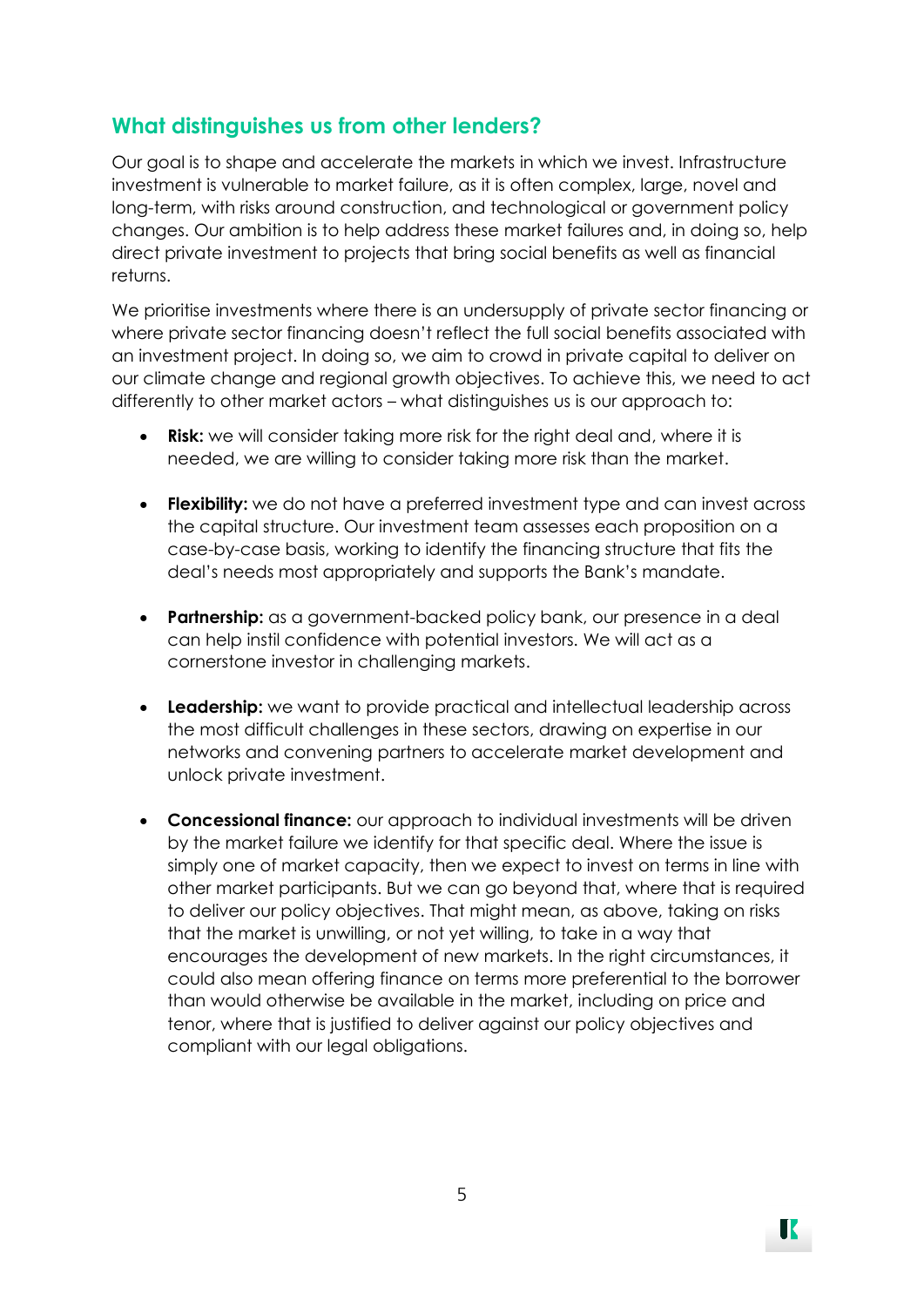## What distinguishes us from other lenders?

Our goal is to shape and accelerate the markets in which we invest. Infrastructure investment is vulnerable to market failure, as it is often complex, large, novel and long-term, with risks around construction, and technological or government policy changes. Our ambition is to help address these market failures and, in doing so, help direct private investment to projects that bring social benefits as well as financial returns.

We prioritise investments where there is an undersupply of private sector financing or where private sector financing doesn't reflect the full social benefits associated with an investment project. In doing so, we aim to crowd in private capital to deliver on our climate change and regional growth objectives. To achieve this, we need to act differently to other market actors – what distinguishes us is our approach to:

- **Risk:** we will consider taking more risk for the right deal and, where it is needed, we are willing to consider taking more risk than the market.
- **Flexibility:** we do not have a preferred investment type and can invest across the capital structure. Our investment team assesses each proposition on a case-by-case basis, working to identify the financing structure that fits the deal's needs most appropriately and supports the Bank's mandate.
- **Partnership:** as a government-backed policy bank, our presence in a deal can help instil confidence with potential investors. We will act as a cornerstone investor in challenging markets.
- **Leadership:** we want to provide practical and intellectual leadership across the most difficult challenges in these sectors, drawing on expertise in our networks and convening partners to accelerate market development and unlock private investment.
- **Concessional finance:** our approach to individual investments will be driven by the market failure we identify for that specific deal. Where the issue is simply one of market capacity, then we expect to invest on terms in line with other market participants. But we can go beyond that, where that is required to deliver our policy objectives. That might mean, as above, taking on risks that the market is unwilling, or not yet willing, to take in a way that encourages the development of new markets. In the right circumstances, it could also mean offering finance on terms more preferential to the borrower than would otherwise be available in the market, including on price and tenor, where that is justified to deliver against our policy objectives and compliant with our legal obligations.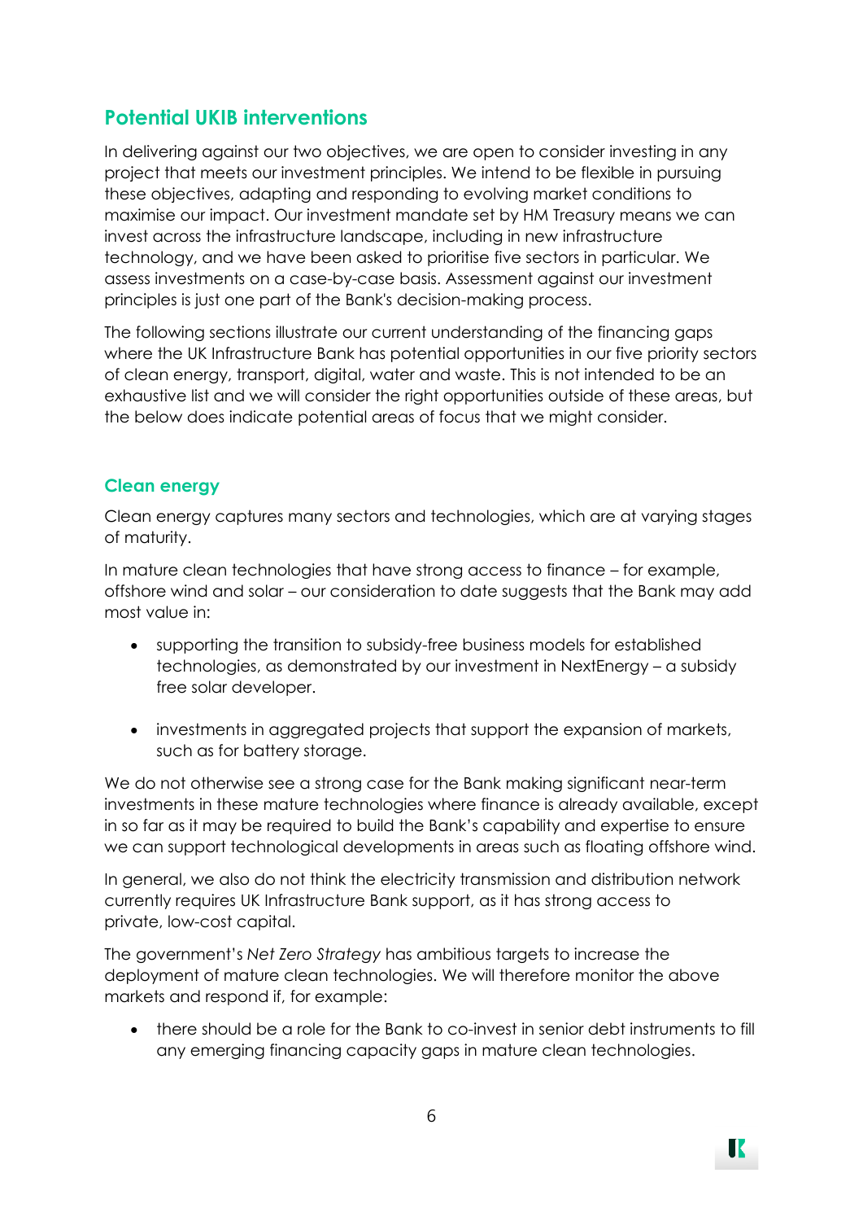## Potential UKIB interventions

In delivering against our two objectives, we are open to consider investing in any project that meets our investment principles. We intend to be flexible in pursuing these objectives, adapting and responding to evolving market conditions to maximise our impact. Our investment mandate set by HM Treasury means we can invest across the infrastructure landscape, including in new infrastructure technology, and we have been asked to prioritise five sectors in particular. We assess investments on a case-by-case basis. Assessment against our investment principles is just one part of the Bank's decision-making process.

The following sections illustrate our current understanding of the financing gaps where the UK Infrastructure Bank has potential opportunities in our five priority sectors of clean energy, transport, digital, water and waste. This is not intended to be an exhaustive list and we will consider the right opportunities outside of these areas, but the below does indicate potential areas of focus that we might consider.

### Clean energy

Clean energy captures many sectors and technologies, which are at varying stages of maturity.

In mature clean technologies that have strong access to finance – for example, offshore wind and solar – our consideration to date suggests that the Bank may add most value in:

- supporting the transition to subsidy-free business models for established technologies, as demonstrated by our investment in NextEnergy – a subsidy free solar developer.
- investments in aggregated projects that support the expansion of markets, such as for battery storage.

We do not otherwise see a strong case for the Bank making significant near-term investments in these mature technologies where finance is already available, except in so far as it may be required to build the Bank's capability and expertise to ensure we can support technological developments in areas such as floating offshore wind.

In general, we also do not think the electricity transmission and distribution network currently requires UK Infrastructure Bank support, as it has strong access to private, low-cost capital.

The government's *Net Zero Strategy* has ambitious targets to increase the deployment of mature clean technologies. We will therefore monitor the above markets and respond if, for example:

- there should be a role for the Bank to co-invest in senior debt instruments to fill any emerging financing capacity gaps in mature clean technologies.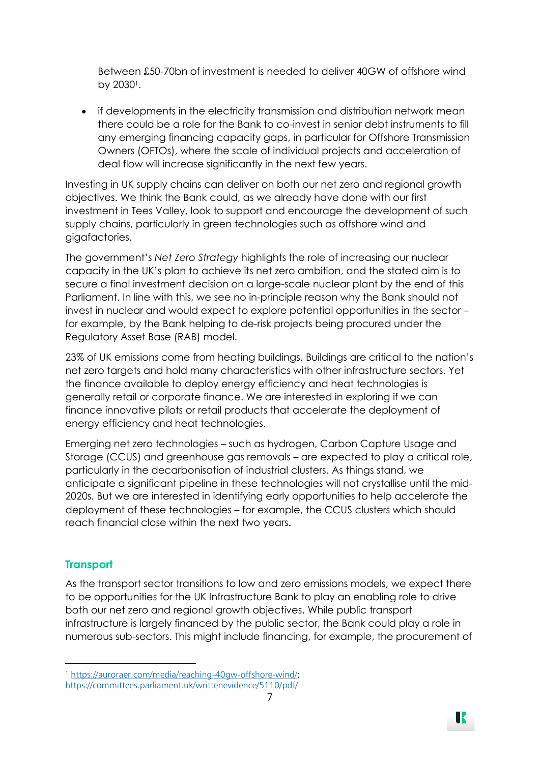Between £50-70bn of investment is needed to deliver 40GW of offshore wind by 2030[1].

- if developments in the electricity transmission and distribution network mean there could be a role for the Bank to co-invest in senior debt instruments to fill any emerging financing capacity gaps, in particular for Offshore Transmission Owners (OFTOs), where the scale of individual projects and acceleration of deal flow will increase significantly in the next few years.

Investing in UK supply chains can deliver on both our net zero and regional growth objectives. We think the Bank could, as we already have done with our first investment in Tees Valley, look to support and encourage the development of such supply chains, particularly in green technologies such as offshore wind and gigafactories.

The government's *Net Zero Strategy* highlights the role of increasing our nuclear capacity in the UK's plan to achieve its net zero ambition, and the stated aim is to secure a final investment decision on a large-scale nuclear plant by the end of this Parliament. In line with this, we see no in-principle reason why the Bank should not invest in nuclear and would expect to explore potential opportunities in the sector – for example, by the Bank helping to de-risk projects being procured under the Regulatory Asset Base (RAB) model.

23% of UK emissions come from heating buildings. Buildings are critical to the nation's net zero targets and hold many characteristics with other infrastructure sectors. Yet the finance available to deploy energy efficiency and heat technologies is generally retail or corporate finance. We are interested in exploring if we can finance innovative pilots or retail products that accelerate the deployment of energy efficiency and heat technologies.

Emerging net zero technologies – such as hydrogen, Carbon Capture Usage and Storage (CCUS) and greenhouse gas removals – are expected to play a critical role, particularly in the decarbonisation of industrial clusters. As things stand, we anticipate a significant pipeline in these technologies will not crystallise until the mid-2020s. But we are interested in identifying early opportunities to help accelerate the deployment of these technologies – for example, the CCUS clusters which should reach financial close within the next two years.

## Transport

As the transport sector transitions to low and zero emissions models, we expect there to be opportunities for the UK Infrastructure Bank to play an enabling role to drive both our net zero and regional growth objectives. While public transport infrastructure is largely financed by the public sector, the Bank could play a role in numerous sub-sectors. This might include financing, for example, the procurement of

[1] https://auroraer.com/media/reaching-40gw-offshore-wind/; https://committees.parliament.uk/writtenevidence/5110/pdf/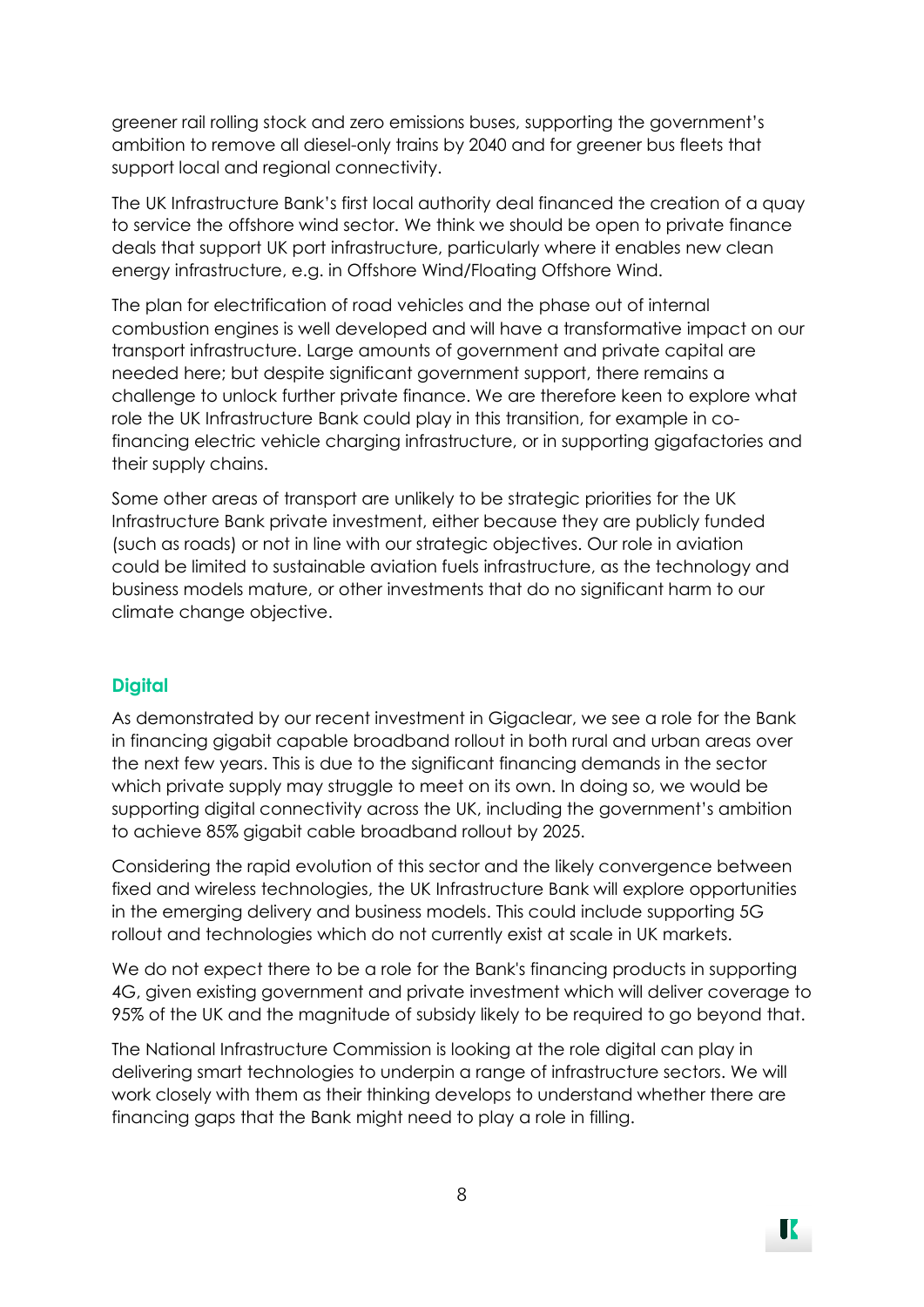greener rail rolling stock and zero emissions buses, supporting the government's ambition to remove all diesel-only trains by 2040 and for greener bus fleets that support local and regional connectivity.

The UK Infrastructure Bank's first local authority deal financed the creation of a quay to service the offshore wind sector. We think we should be open to private finance deals that support UK port infrastructure, particularly where it enables new clean energy infrastructure, e.g. in Offshore Wind/Floating Offshore Wind.

The plan for electrification of road vehicles and the phase out of internal combustion engines is well developed and will have a transformative impact on our transport infrastructure. Large amounts of government and private capital are needed here; but despite significant government support, there remains a challenge to unlock further private finance. We are therefore keen to explore what role the UK Infrastructure Bank could play in this transition, for example in co-financing electric vehicle charging infrastructure, or in supporting gigafactories and their supply chains.

Some other areas of transport are unlikely to be strategic priorities for the UK Infrastructure Bank private investment, either because they are publicly funded (such as roads) or not in line with our strategic objectives. Our role in aviation could be limited to sustainable aviation fuels infrastructure, as the technology and business models mature, or other investments that do no significant harm to our climate change objective.

## Digital

As demonstrated by our recent investment in Gigaclear, we see a role for the Bank in financing gigabit capable broadband rollout in both rural and urban areas over the next few years. This is due to the significant financing demands in the sector which private supply may struggle to meet on its own. In doing so, we would be supporting digital connectivity across the UK, including the government's ambition to achieve 85% gigabit cable broadband rollout by 2025.

Considering the rapid evolution of this sector and the likely convergence between fixed and wireless technologies, the UK Infrastructure Bank will explore opportunities in the emerging delivery and business models. This could include supporting 5G rollout and technologies which do not currently exist at scale in UK markets.

We do not expect there to be a role for the Bank's financing products in supporting 4G, given existing government and private investment which will deliver coverage to 95% of the UK and the magnitude of subsidy likely to be required to go beyond that.

The National Infrastructure Commission is looking at the role digital can play in delivering smart technologies to underpin a range of infrastructure sectors. We will work closely with them as their thinking develops to understand whether there are financing gaps that the Bank might need to play a role in filling.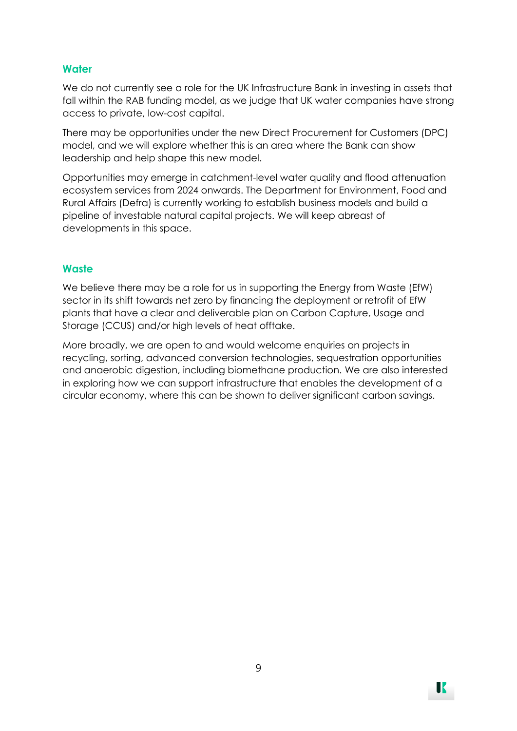## Water

We do not currently see a role for the UK Infrastructure Bank in investing in assets that fall within the RAB funding model, as we judge that UK water companies have strong access to private, low-cost capital.

There may be opportunities under the new Direct Procurement for Customers (DPC) model, and we will explore whether this is an area where the Bank can show leadership and help shape this new model.

Opportunities may emerge in catchment-level water quality and flood attenuation ecosystem services from 2024 onwards. The Department for Environment, Food and Rural Affairs (Defra) is currently working to establish business models and build a pipeline of investable natural capital projects. We will keep abreast of developments in this space.

## Waste

We believe there may be a role for us in supporting the Energy from Waste (EfW) sector in its shift towards net zero by financing the deployment or retrofit of EfW plants that have a clear and deliverable plan on Carbon Capture, Usage and Storage (CCUS) and/or high levels of heat offtake.

More broadly, we are open to and would welcome enquiries on projects in recycling, sorting, advanced conversion technologies, sequestration opportunities and anaerobic digestion, including biomethane production. We are also interested in exploring how we can support infrastructure that enables the development of a circular economy, where this can be shown to deliver significant carbon savings.